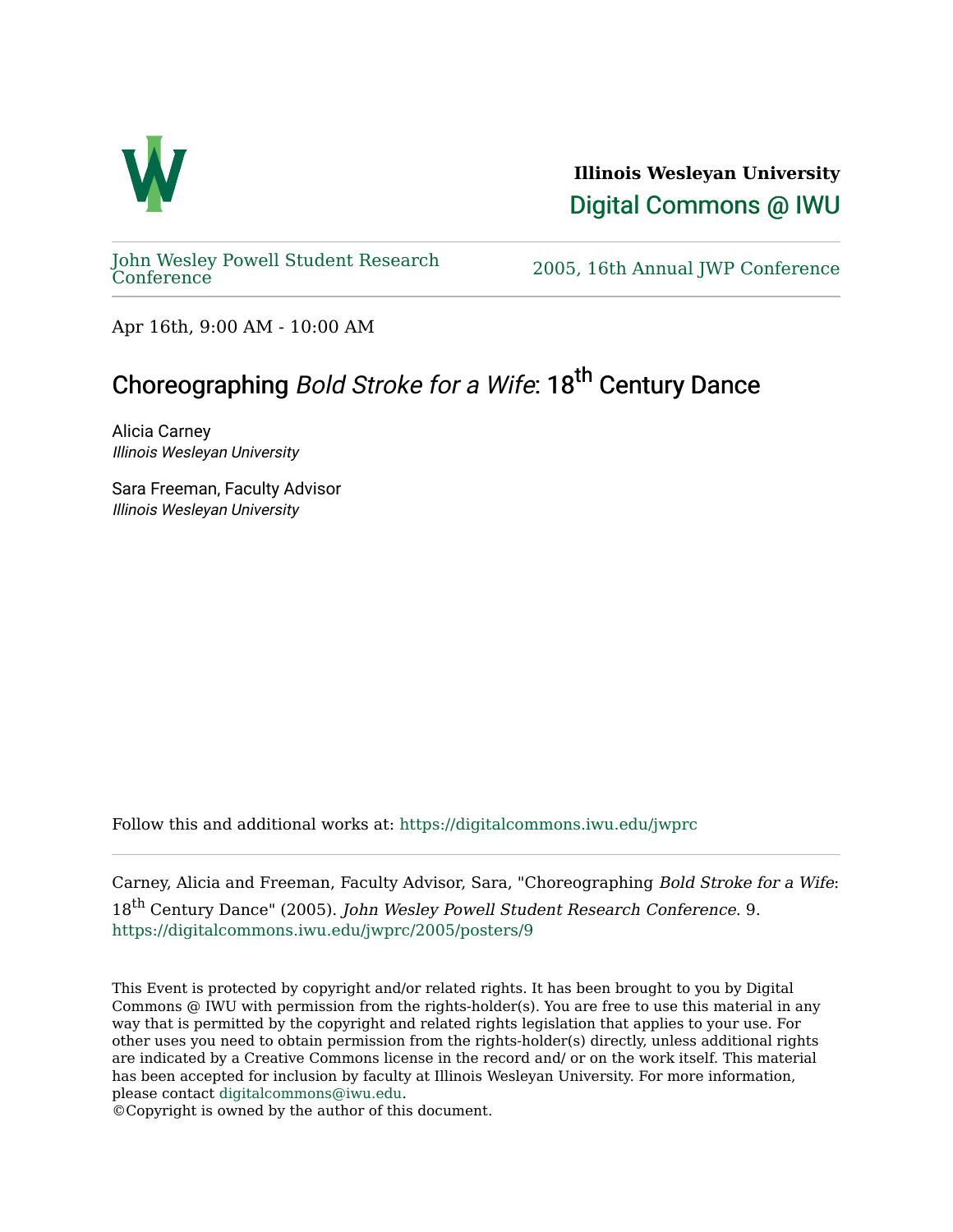**Illinois Wesleyan University**

Digital Commons @ IWU

John Wesley Powell Student Research Conference

2005, 16th Annual JWP Conference

Apr 16th, 9:00 AM - 10:00 AM

# Choreographing *Bold Stroke for a Wife*: 18th Century Dance

Alicia Carney
*Illinois Wesleyan University*

Sara Freeman, Faculty Advisor
*Illinois Wesleyan University*

Follow this and additional works at: https://digitalcommons.iwu.edu/jwprc

Carney, Alicia and Freeman, Faculty Advisor, Sara, "Choreographing *Bold Stroke for a Wife*: 18th Century Dance" (2005). *John Wesley Powell Student Research Conference*. 9.
https://digitalcommons.iwu.edu/jwprc/2005/posters/9

This Event is protected by copyright and/or related rights. It has been brought to you by Digital Commons @ IWU with permission from the rights-holder(s). You are free to use this material in any way that is permitted by the copyright and related rights legislation that applies to your use. For other uses you need to obtain permission from the rights-holder(s) directly, unless additional rights are indicated by a Creative Commons license in the record and/ or on the work itself. This material has been accepted for inclusion by faculty at Illinois Wesleyan University. For more information, please contact digitalcommons@iwu.edu.
©Copyright is owned by the author of this document.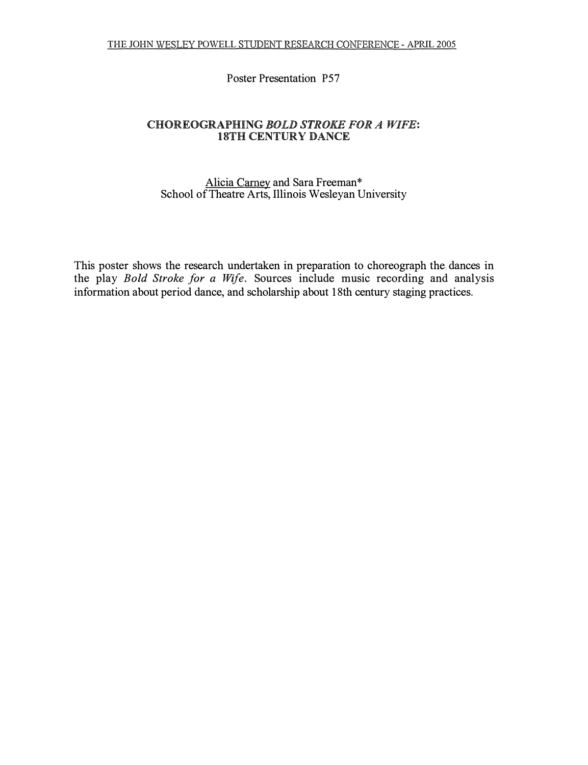Poster Presentation P57

# CHOREOGRAPHING *BOLD STROKE FOR A WIFE*: 18TH CENTURY DANCE

Alicia Carney and Sara Freeman*
School of Theatre Arts, Illinois Wesleyan University

This poster shows the research undertaken in preparation to choreograph the dances in the play *Bold Stroke for a Wife*. Sources include music recording and analysis information about period dance, and scholarship about 18th century staging practices.